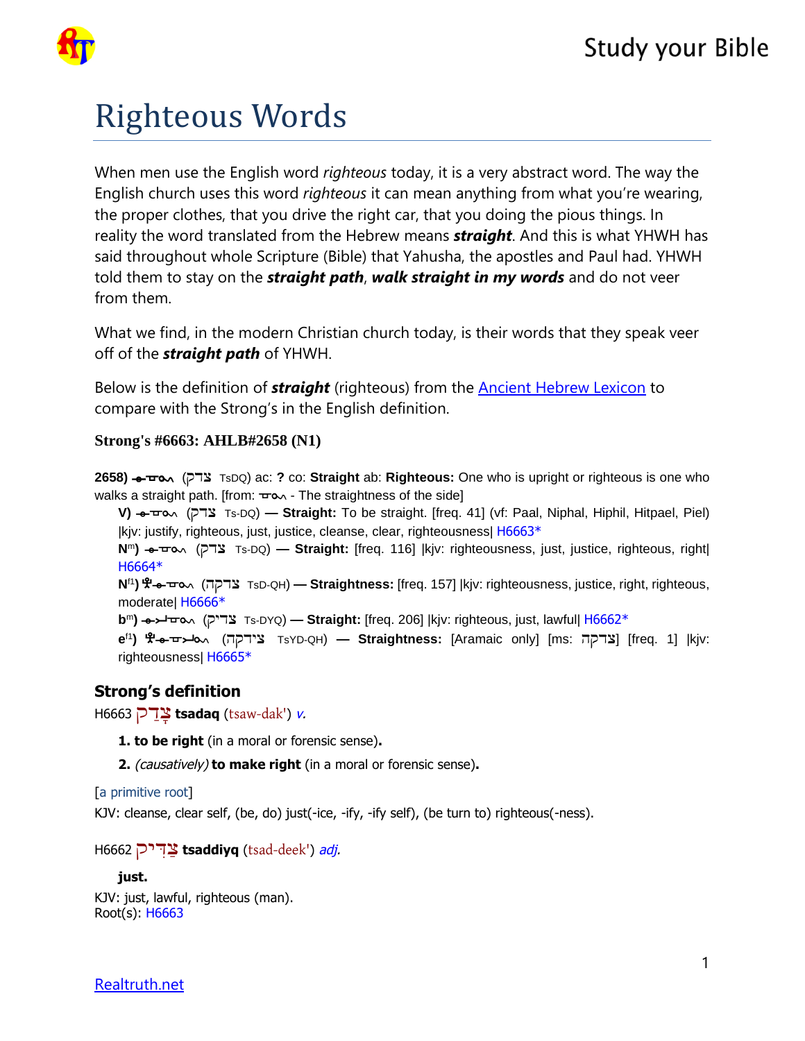# Righteous Words

When men use the English word *righteous* today, it is a very abstract word. The way the English church uses this word *righteous* it can mean anything from what you're wearing, the proper clothes, that you drive the right car, that you doing the pious things. In reality the word translated from the Hebrew means ***straight***. And this is what YHWH has said throughout whole Scripture (Bible) that Yahusha, the apostles and Paul had. YHWH told them to stay on the ***straight path***, ***walk straight in my words*** and do not veer from them.

What we find, in the modern Christian church today, is their words that they speak veer off of the ***straight path*** of YHWH.

Below is the definition of ***straight*** (righteous) from the Ancient Hebrew Lexicon to compare with the Strong's in the English definition.

**Strong's #6663: AHLB#2658 (N1)**

**2658)** (צדק TsDQ) ac: **?** co: **Straight** ab: **Righteous:** One who is upright or righteous is one who walks a straight path. [from: - The straightness of the side]

- **V)** (צדק Ts-DQ) — **Straight:** To be straight. [freq. 41] (vf: Paal, Niphal, Hiphil, Hitpael, Piel) |kjv: justify, righteous, just, justice, cleanse, clear, righteousness| H6663*
- **N[m])** (צדק Ts-DQ) — **Straight:** [freq. 116] |kjv: righteousness, just, justice, righteous, right| H6664*
- **N[f1])** (צדקה TsD-QH) — **Straightness:** [freq. 157] |kjv: righteousness, justice, right, righteous, moderate| H6666*
- **b[m])** (צדיק Ts-DYQ) — **Straight:** [freq. 206] |kjv: righteous, just, lawful| H6662*
- **e[f1])** (צידקה TsYD-QH) — **Straightness:** [Aramaic only] [ms: צדקה] [freq. 1] |kjv: righteousness| H6665*

## Strong's definition

H6663 צָדַק **tsadaq** (tsaw-dak') *v.*

1. **to be right** (in a moral or forensic sense)**.**
2. *(causatively)* **to make right** (in a moral or forensic sense)**.**

[a primitive root]
KJV: cleanse, clear self, (be, do) just(-ice, -ify, -ify self), (be turn to) righteous(-ness).

H6662 צַדִּיק **tsaddiyq** (tsad-deek') *adj.*

**just.**

KJV: just, lawful, righteous (man).
Root(s): H6663

Realtruth.net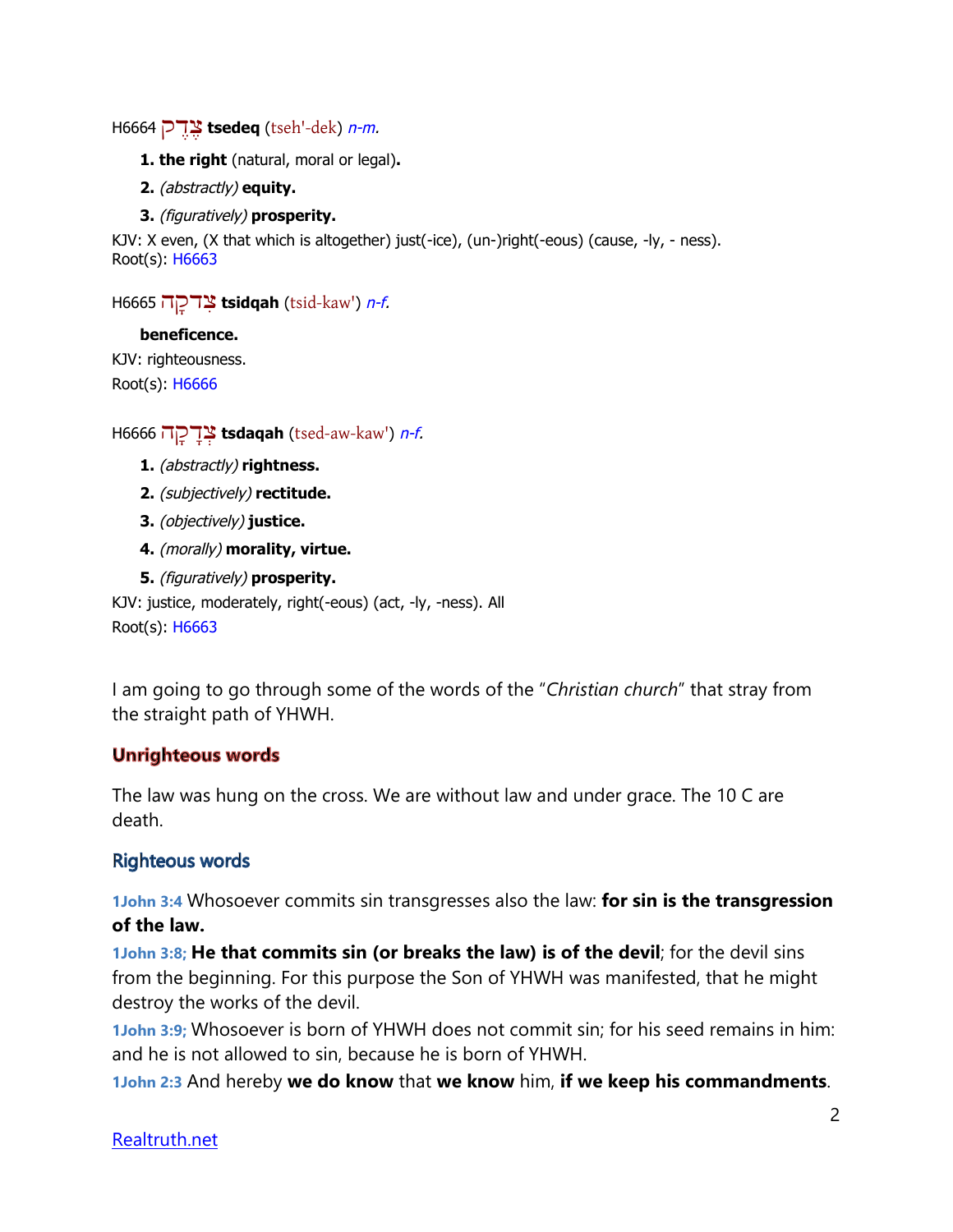H6664 צֶדֶק **tsedeq** (tseh'-dek) *n-m.*

1. **the right** (natural, moral or legal)**.**
2. *(abstractly)* **equity.**
3. *(figuratively)* **prosperity.**

KJV: X even, (X that which is altogether) just(-ice), (un-)right(-eous) (cause, -ly, - ness).
Root(s): H6663

H6665 צִדְקָה **tsidqah** (tsid-kaw') *n-f.*

**beneficence.**

KJV: righteousness.
Root(s): H6666

H6666 צְדָקָה **tsdaqah** (tsed-aw-kaw') *n-f.*

1. *(abstractly)* **rightness.**
2. *(subjectively)* **rectitude.**
3. *(objectively)* **justice.**
4. *(morally)* **morality, virtue.**
5. *(figuratively)* **prosperity.**

KJV: justice, moderately, right(-eous) (act, -ly, -ness). All
Root(s): H6663

I am going to go through some of the words of the "*Christian church*" that stray from the straight path of YHWH.

## Unrighteous words

The law was hung on the cross. We are without law and under grace. The 10 C are death.

## Righteous words

**1John 3:4** Whosoever commits sin transgresses also the law: **for sin is the transgression of the law.**
**1John 3:8;** **He that commits sin (or breaks the law) is of the devil**; for the devil sins from the beginning. For this purpose the Son of YHWH was manifested, that he might destroy the works of the devil.
**1John 3:9;** Whosoever is born of YHWH does not commit sin; for his seed remains in him: and he is not allowed to sin, because he is born of YHWH.
**1John 2:3** And hereby **we do know** that **we know** him, **if we keep his commandments**.

Realtruth.net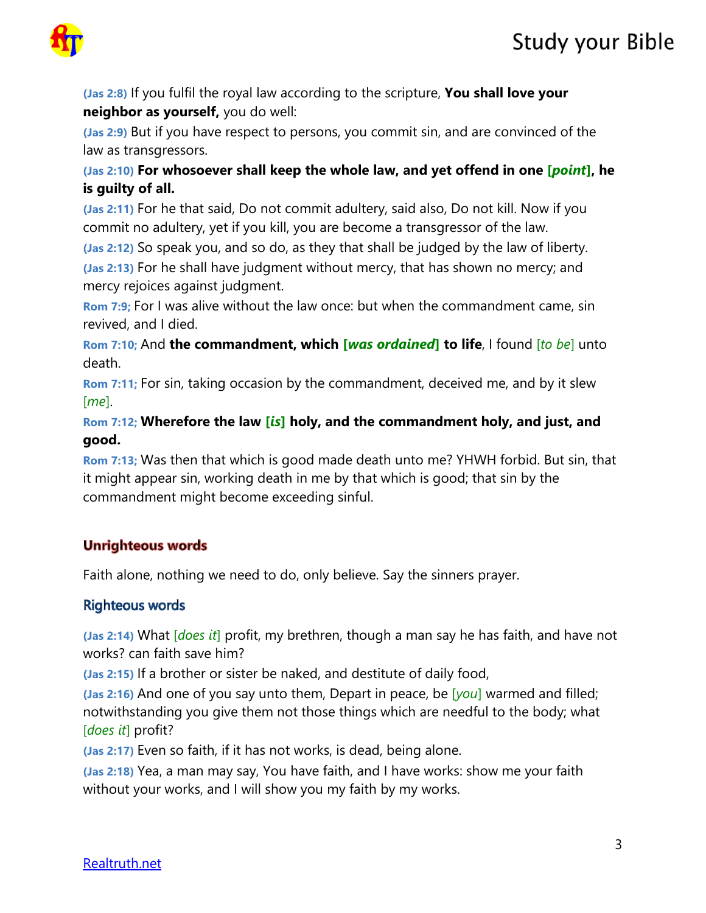(Jas 2:8) If you fulfil the royal law according to the scripture, **You shall love your neighbor as yourself,** you do well:

(Jas 2:9) But if you have respect to persons, you commit sin, and are convinced of the law as transgressors.

(Jas 2:10) **For whosoever shall keep the whole law, and yet offend in one [*point*], he is guilty of all.**

(Jas 2:11) For he that said, Do not commit adultery, said also, Do not kill. Now if you commit no adultery, yet if you kill, you are become a transgressor of the law.

(Jas 2:12) So speak you, and so do, as they that shall be judged by the law of liberty.

(Jas 2:13) For he shall have judgment without mercy, that has shown no mercy; and mercy rejoices against judgment.

Rom 7:9; For I was alive without the law once: but when the commandment came, sin revived, and I died.

Rom 7:10; And **the commandment, which [*was ordained*] to life**, I found [*to be*] unto death.

Rom 7:11; For sin, taking occasion by the commandment, deceived me, and by it slew [*me*].

Rom 7:12; **Wherefore the law [*is*] holy, and the commandment holy, and just, and good.**

Rom 7:13; Was then that which is good made death unto me? YHWH forbid. But sin, that it might appear sin, working death in me by that which is good; that sin by the commandment might become exceeding sinful.

### Unrighteous words

Faith alone, nothing we need to do, only believe. Say the sinners prayer.

### Righteous words

(Jas 2:14) What [*does it*] profit, my brethren, though a man say he has faith, and have not works? can faith save him?

(Jas 2:15) If a brother or sister be naked, and destitute of daily food,

(Jas 2:16) And one of you say unto them, Depart in peace, be [*you*] warmed and filled; notwithstanding you give them not those things which are needful to the body; what [*does it*] profit?

(Jas 2:17) Even so faith, if it has not works, is dead, being alone.

(Jas 2:18) Yea, a man may say, You have faith, and I have works: show me your faith without your works, and I will show you my faith by my works.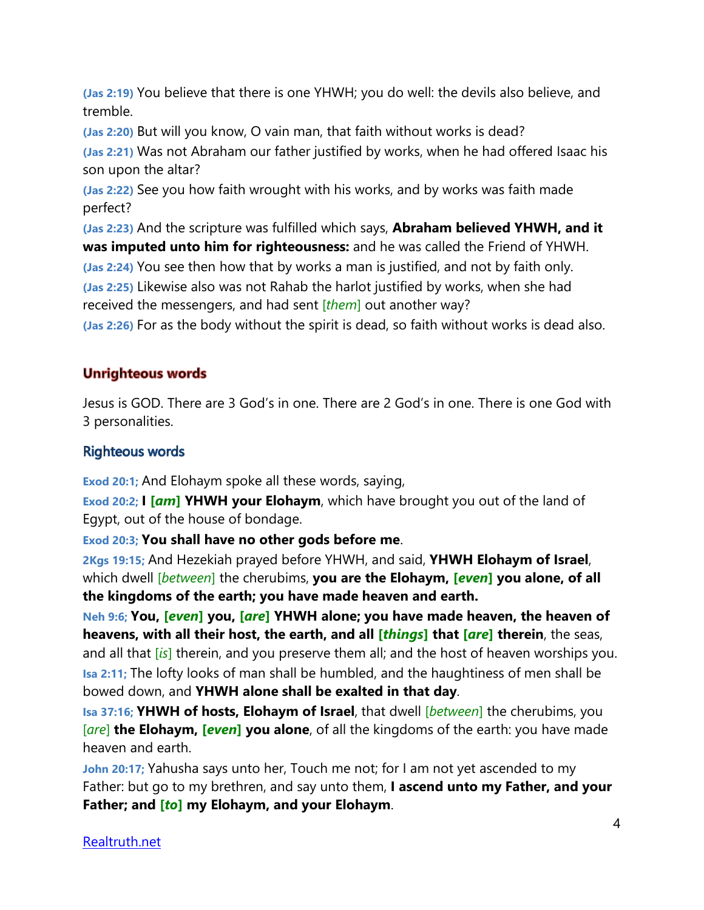**(Jas 2:19)** You believe that there is one YHWH; you do well: the devils also believe, and tremble.

**(Jas 2:20)** But will you know, O vain man, that faith without works is dead?

**(Jas 2:21)** Was not Abraham our father justified by works, when he had offered Isaac his son upon the altar?

**(Jas 2:22)** See you how faith wrought with his works, and by works was faith made perfect?

**(Jas 2:23)** And the scripture was fulfilled which says, **Abraham believed YHWH, and it was imputed unto him for righteousness:** and he was called the Friend of YHWH.

**(Jas 2:24)** You see then how that by works a man is justified, and not by faith only.

**(Jas 2:25)** Likewise also was not Rahab the harlot justified by works, when she had received the messengers, and had sent [*them*] out another way?

**(Jas 2:26)** For as the body without the spirit is dead, so faith without works is dead also.

## Unrighteous words

Jesus is GOD. There are 3 God's in one. There are 2 God's in one. There is one God with 3 personalities.

## Righteous words

**Exod 20:1;** And Elohaym spoke all these words, saying,

**Exod 20:2;** **I [*am*] YHWH your Elohaym**, which have brought you out of the land of Egypt, out of the house of bondage.

**Exod 20:3;** **You shall have no other gods before me**.

**2Kgs 19:15;** And Hezekiah prayed before YHWH, and said, **YHWH Elohaym of Israel**, which dwell [*between*] the cherubims, **you are the Elohaym, [*even*] you alone, of all the kingdoms of the earth; you have made heaven and earth.**

**Neh 9:6;** **You, [*even*] you, [*are*] YHWH alone; you have made heaven, the heaven of heavens, with all their host, the earth, and all [*things*] that [*are*] therein**, the seas, and all that [*is*] therein, and you preserve them all; and the host of heaven worships you.

**Isa 2:11;** The lofty looks of man shall be humbled, and the haughtiness of men shall be bowed down, and **YHWH alone shall be exalted in that day**.

**Isa 37:16;** **YHWH of hosts, Elohaym of Israel**, that dwell [*between*] the cherubims, you [*are*] **the Elohaym, [*even*] you alone**, of all the kingdoms of the earth: you have made heaven and earth.

**John 20:17;** Yahusha says unto her, Touch me not; for I am not yet ascended to my Father: but go to my brethren, and say unto them, **I ascend unto my Father, and your Father; and [*to*] my Elohaym, and your Elohaym**.

[Realtruth.net](Realtruth.net)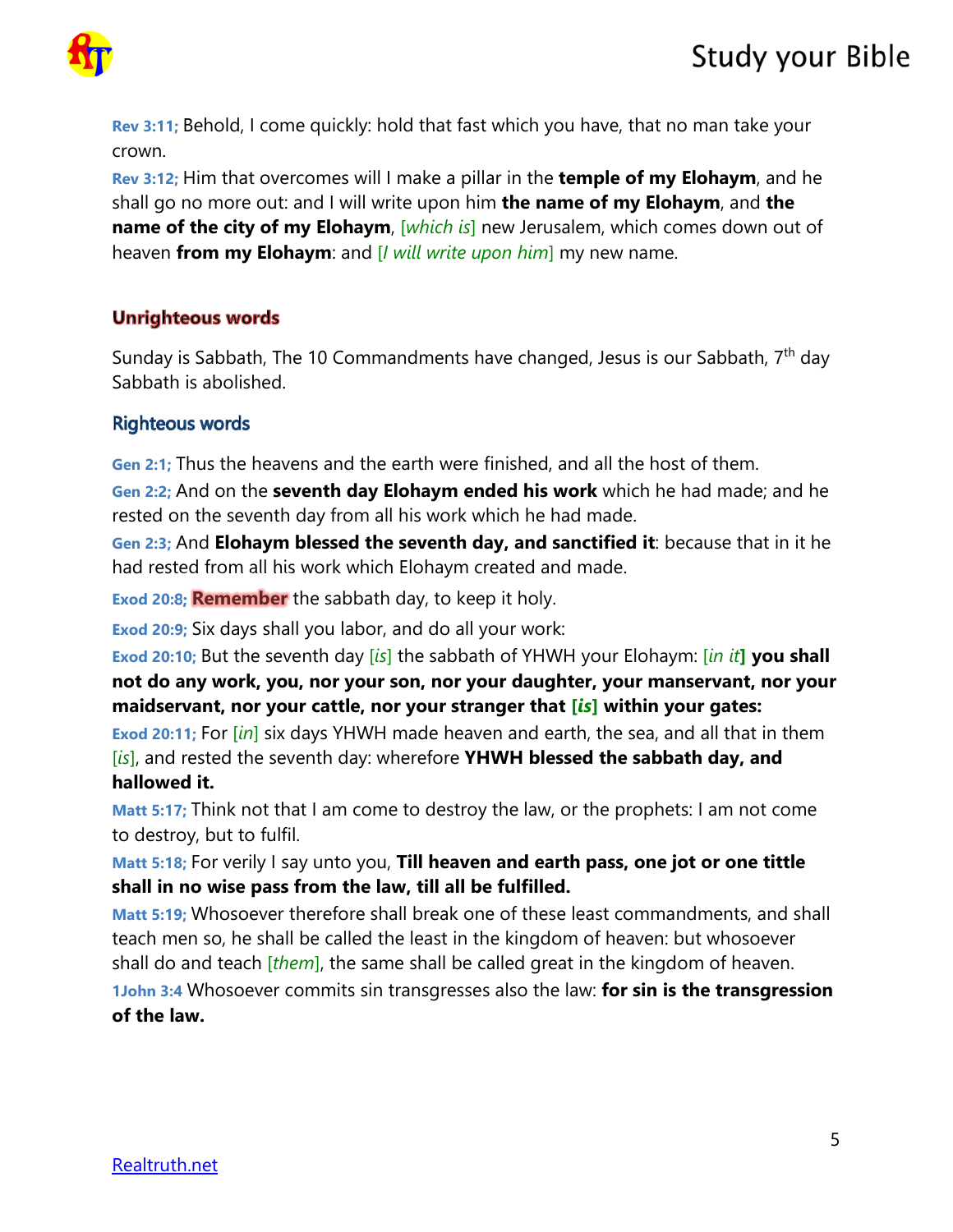**Rev 3:11;** Behold, I come quickly: hold that fast which you have, that no man take your crown.

**Rev 3:12;** Him that overcomes will I make a pillar in the **temple of my Elohaym**, and he shall go no more out: and I will write upon him **the name of my Elohaym**, and **the name of the city of my Elohaym**, [*which is*] new Jerusalem, which comes down out of heaven **from my Elohaym**: and [*I will write upon him*] my new name.

### Unrighteous words

Sunday is Sabbath, The 10 Commandments have changed, Jesus is our Sabbath, 7th day Sabbath is abolished.

### Righteous words

**Gen 2:1;** Thus the heavens and the earth were finished, and all the host of them.

**Gen 2:2;** And on the **seventh day Elohaym ended his work** which he had made; and he rested on the seventh day from all his work which he had made.

**Gen 2:3;** And **Elohaym blessed the seventh day, and sanctified it**: because that in it he had rested from all his work which Elohaym created and made.

**Exod 20:8;** **Remember** the sabbath day, to keep it holy.

**Exod 20:9;** Six days shall you labor, and do all your work:

**Exod 20:10;** But the seventh day [*is*] the sabbath of YHWH your Elohaym: [*in it*] **you shall not do any work, you, nor your son, nor your daughter, your manservant, nor your maidservant, nor your cattle, nor your stranger that [*is*] within your gates:**

**Exod 20:11;** For [*in*] six days YHWH made heaven and earth, the sea, and all that in them [*is*], and rested the seventh day: wherefore **YHWH blessed the sabbath day, and hallowed it.**

**Matt 5:17;** Think not that I am come to destroy the law, or the prophets: I am not come to destroy, but to fulfil.

**Matt 5:18;** For verily I say unto you, **Till heaven and earth pass, one jot or one tittle shall in no wise pass from the law, till all be fulfilled.**

**Matt 5:19;** Whosoever therefore shall break one of these least commandments, and shall teach men so, he shall be called the least in the kingdom of heaven: but whosoever shall do and teach [*them*], the same shall be called great in the kingdom of heaven.

**1John 3:4** Whosoever commits sin transgresses also the law: **for sin is the transgression of the law.**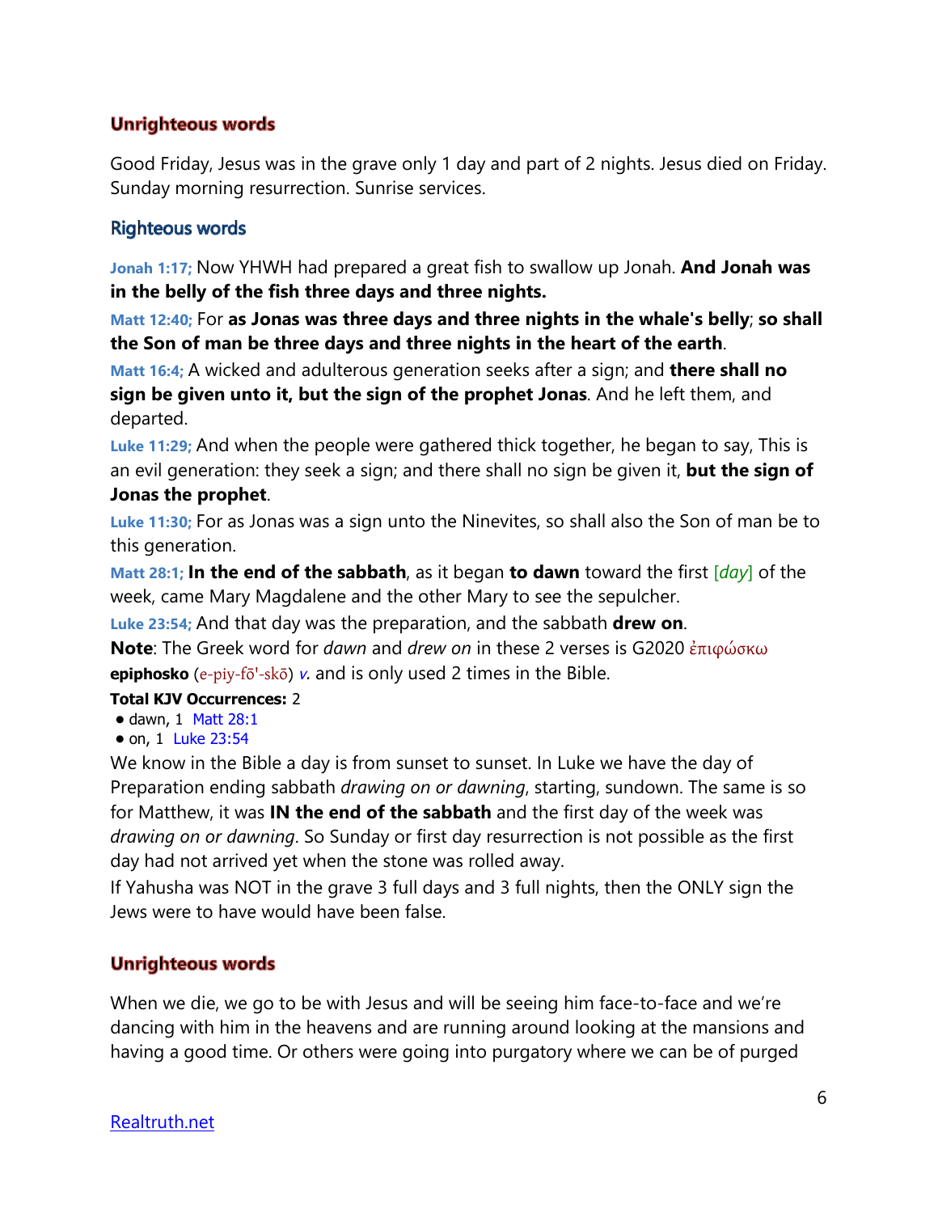### Unrighteous words

Good Friday, Jesus was in the grave only 1 day and part of 2 nights. Jesus died on Friday. Sunday morning resurrection. Sunrise services.

### Righteous words

**Jonah 1:17;** Now YHWH had prepared a great fish to swallow up Jonah. **And Jonah was in the belly of the fish three days and three nights.**

**Matt 12:40;** For **as Jonas was three days and three nights in the whale's belly**; **so shall the Son of man be three days and three nights in the heart of the earth**.

**Matt 16:4;** A wicked and adulterous generation seeks after a sign; and **there shall no sign be given unto it, but the sign of the prophet Jonas**. And he left them, and departed.

**Luke 11:29;** And when the people were gathered thick together, he began to say, This is an evil generation: they seek a sign; and there shall no sign be given it, **but the sign of Jonas the prophet**.

**Luke 11:30;** For as Jonas was a sign unto the Ninevites, so shall also the Son of man be to this generation.

**Matt 28:1;** **In the end of the sabbath**, as it began **to dawn** toward the first [*day*] of the week, came Mary Magdalene and the other Mary to see the sepulcher.

**Luke 23:54;** And that day was the preparation, and the sabbath **drew on**.

**Note**: The Greek word for *dawn* and *drew on* in these 2 verses is G2020 ἐπιφώσκω **epiphosko** (e-piy-fō'-skō) *v.* and is only used 2 times in the Bible.

**Total KJV Occurrences:** 2

- dawn, 1 Matt 28:1
- on, 1 Luke 23:54

We know in the Bible a day is from sunset to sunset. In Luke we have the day of Preparation ending sabbath *drawing on or dawning*, starting, sundown. The same is so for Matthew, it was **IN the end of the sabbath** and the first day of the week was *drawing on or dawning*. So Sunday or first day resurrection is not possible as the first day had not arrived yet when the stone was rolled away.

If Yahusha was NOT in the grave 3 full days and 3 full nights, then the ONLY sign the Jews were to have would have been false.

### Unrighteous words

When we die, we go to be with Jesus and will be seeing him face-to-face and we're dancing with him in the heavens and are running around looking at the mansions and having a good time. Or others were going into purgatory where we can be of purged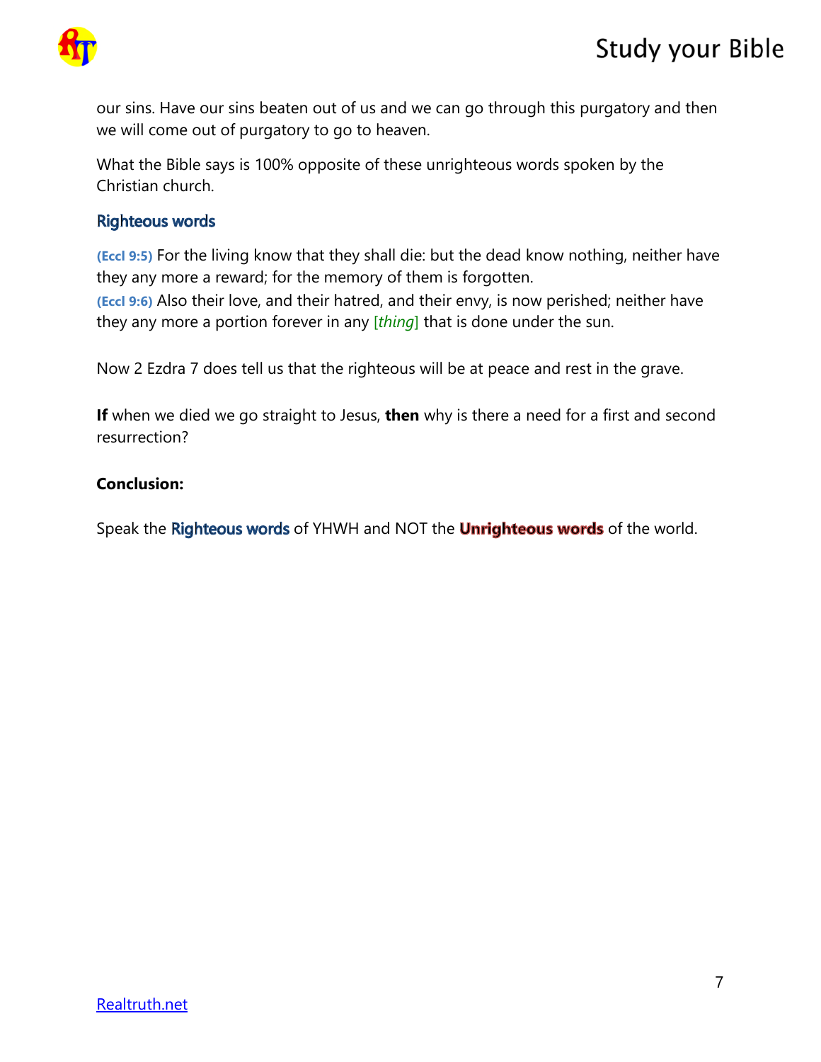our sins. Have our sins beaten out of us and we can go through this purgatory and then we will come out of purgatory to go to heaven.

What the Bible says is 100% opposite of these unrighteous words spoken by the Christian church.

### Righteous words

**(Eccl 9:5)** For the living know that they shall die: but the dead know nothing, neither have they any more a reward; for the memory of them is forgotten.
**(Eccl 9:6)** Also their love, and their hatred, and their envy, is now perished; neither have they any more a portion forever in any [*thing*] that is done under the sun.

Now 2 Ezdra 7 does tell us that the righteous will be at peace and rest in the grave.

**If** when we died we go straight to Jesus, **then** why is there a need for a first and second resurrection?

**Conclusion:**

Speak the **Righteous words** of YHWH and NOT the **Unrighteous words** of the world.

Realtruth.net